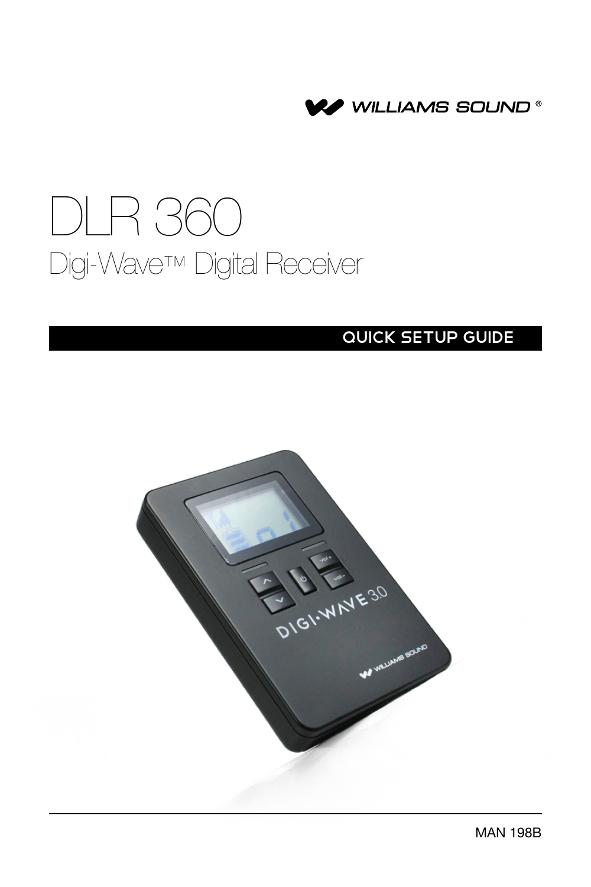WILLIAMS SOUND®

# DLR 360

## Digi-Wave™ Digital Receiver

**QUICK SETUP GUIDE**

MAN 198B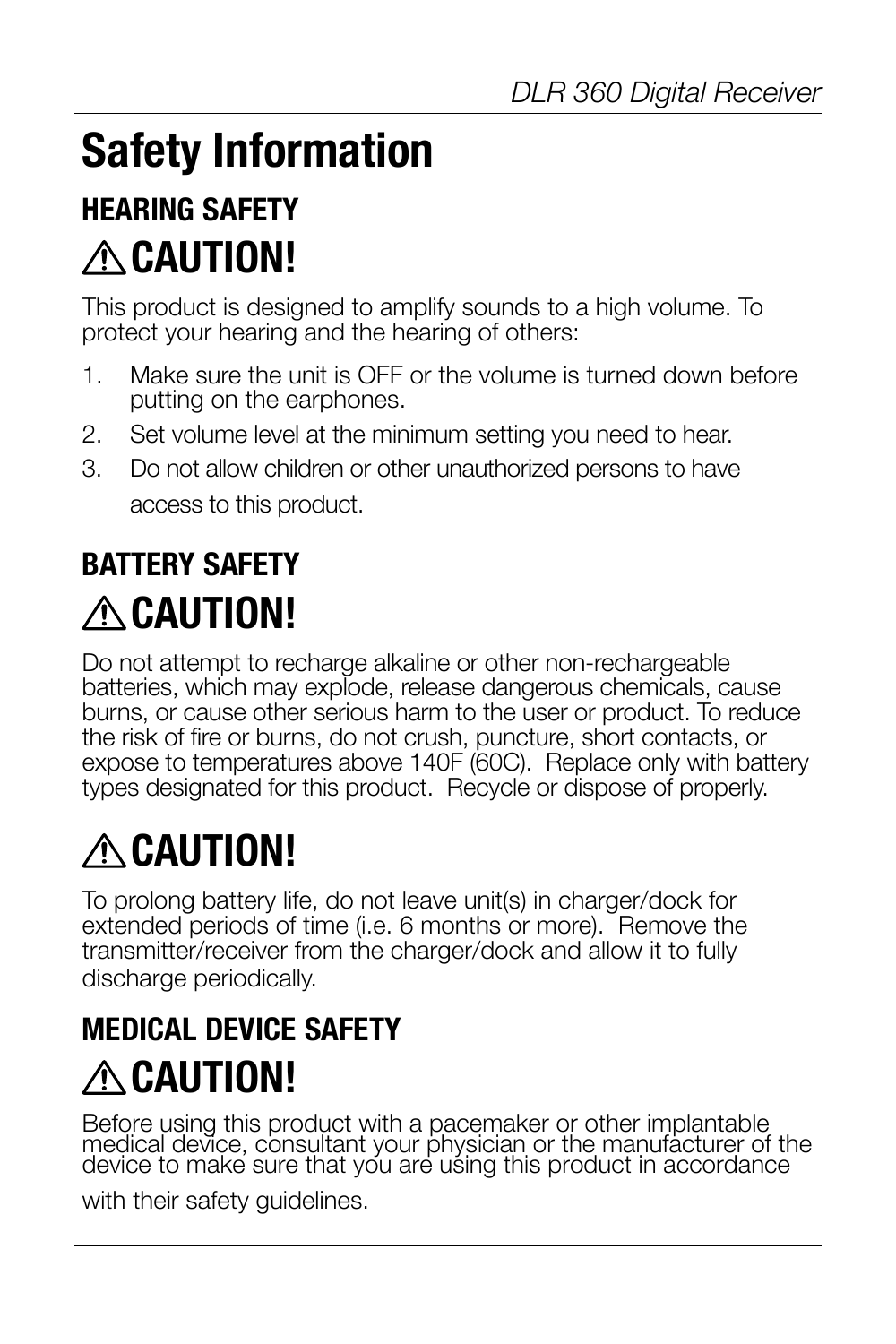# Safety Information

## HEARING SAFETY

## ⚠ CAUTION!

This product is designed to amplify sounds to a high volume. To protect your hearing and the hearing of others:

1. Make sure the unit is OFF or the volume is turned down before putting on the earphones.
2. Set volume level at the minimum setting you need to hear.
3. Do not allow children or other unauthorized persons to have access to this product.

## BATTERY SAFETY

## ⚠ CAUTION!

Do not attempt to recharge alkaline or other non-rechargeable batteries, which may explode, release dangerous chemicals, cause burns, or cause other serious harm to the user or product. To reduce the risk of fire or burns, do not crush, puncture, short contacts, or expose to temperatures above 140F (60C). Replace only with battery types designated for this product. Recycle or dispose of properly.

## ⚠ CAUTION!

To prolong battery life, do not leave unit(s) in charger/dock for extended periods of time (i.e. 6 months or more). Remove the transmitter/receiver from the charger/dock and allow it to fully discharge periodically.

## MEDICAL DEVICE SAFETY

## ⚠ CAUTION!

Before using this product with a pacemaker or other implantable medical device, consultant your physician or the manufacturer of the device to make sure that you are using this product in accordance with their safety guidelines.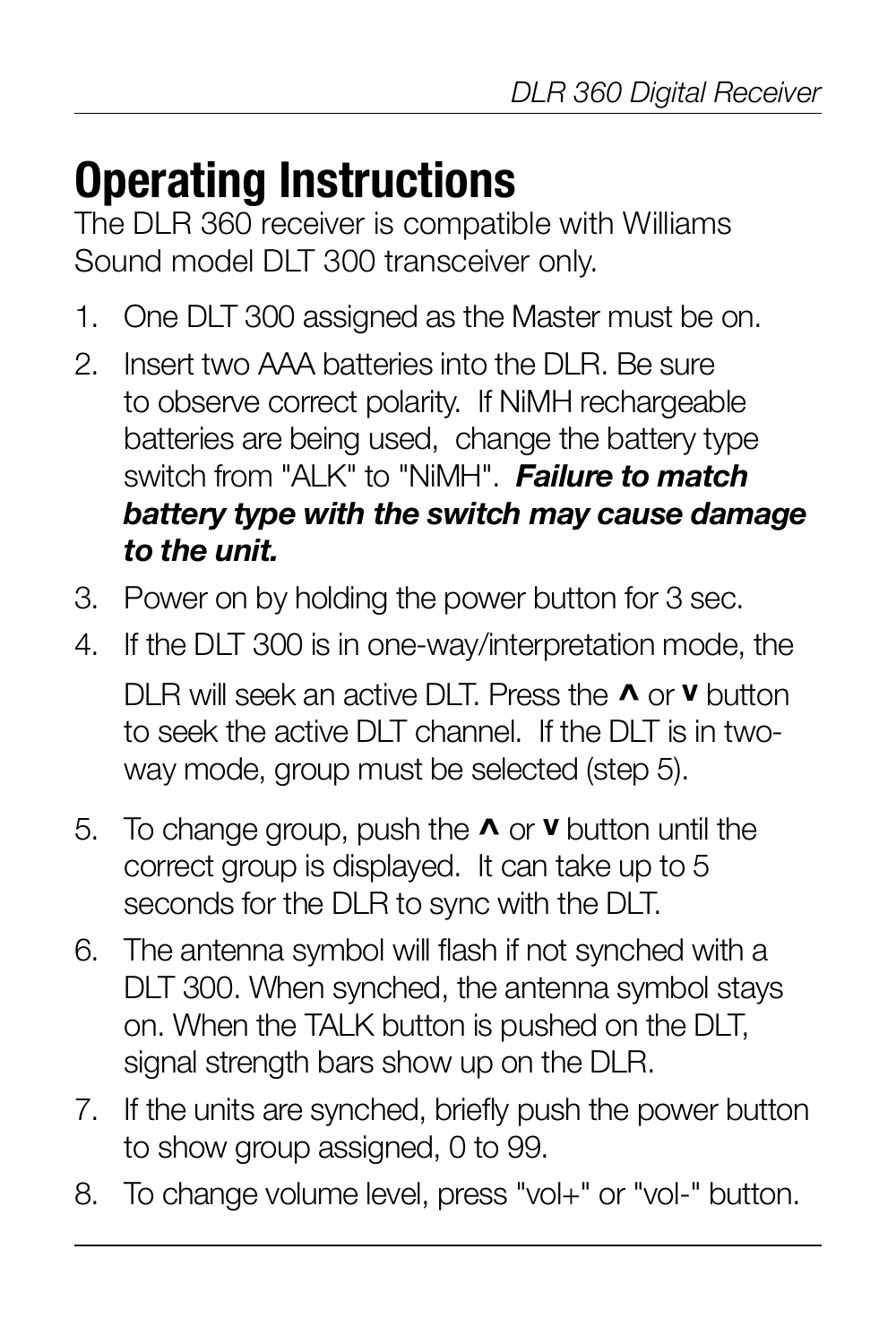# Operating Instructions

The DLR 360 receiver is compatible with Williams Sound model DLT 300 transceiver only.

1. One DLT 300 assigned as the Master must be on.
2. Insert two AAA batteries into the DLR. Be sure to observe correct polarity. If NiMH rechargeable batteries are being used, change the battery type switch from "ALK" to "NiMH". ***Failure to match battery type with the switch may cause damage to the unit.***
3. Power on by holding the power button for 3 sec.
4. If the DLT 300 is in one-way/interpretation mode, the DLR will seek an active DLT. Press the **^** or **v** button to seek the active DLT channel. If the DLT is in two-way mode, group must be selected (step 5).
5. To change group, push the **^** or **v** button until the correct group is displayed. It can take up to 5 seconds for the DLR to sync with the DLT.
6. The antenna symbol will flash if not synched with a DLT 300. When synched, the antenna symbol stays on. When the TALK button is pushed on the DLT, signal strength bars show up on the DLR.
7. If the units are synched, briefly push the power button to show group assigned, 0 to 99.
8. To change volume level, press "vol+" or "vol-" button.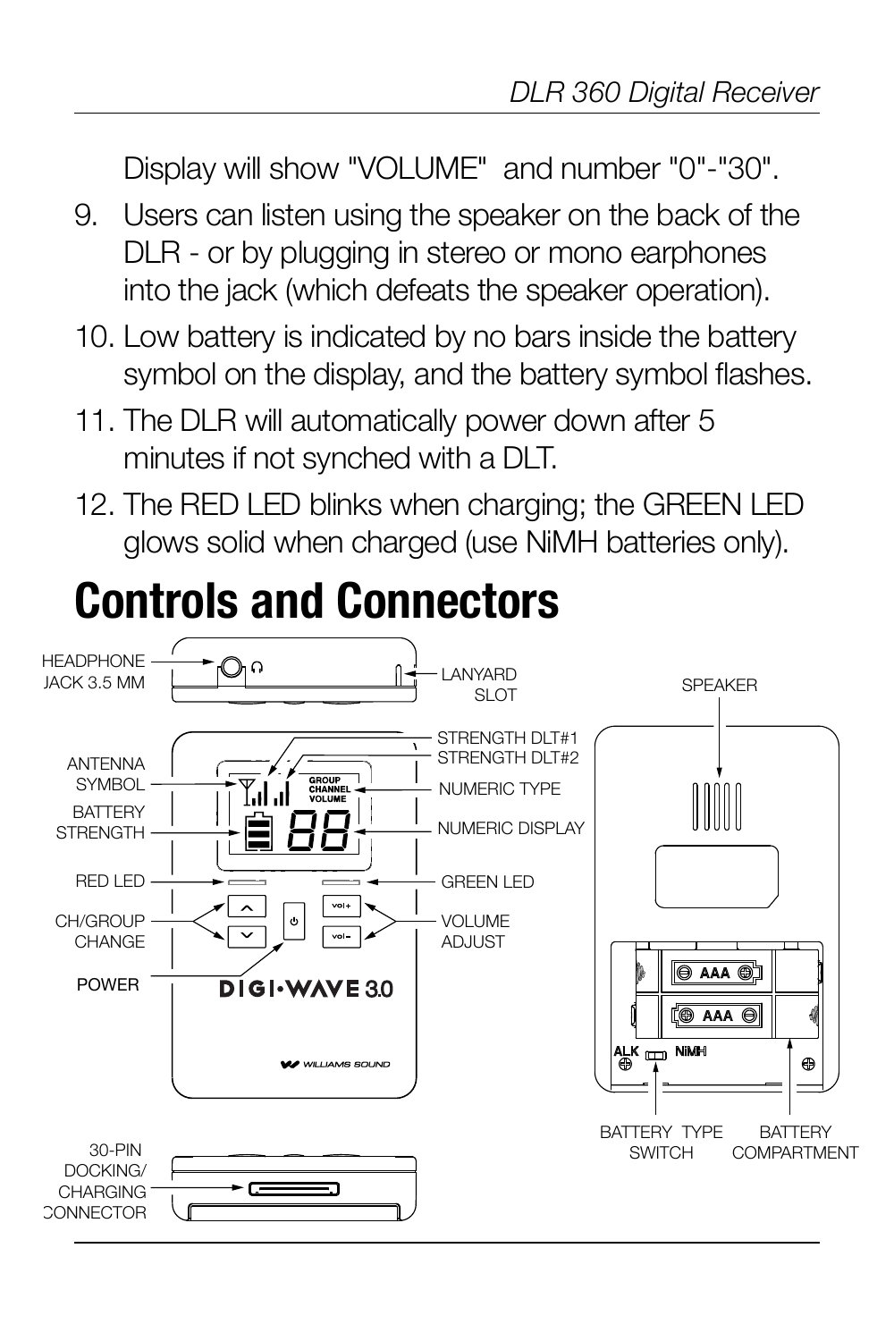Display will show "VOLUME" and number "0"-"30".

9. Users can listen using the speaker on the back of the DLR - or by plugging in stereo or mono earphones into the jack (which defeats the speaker operation).
10. Low battery is indicated by no bars inside the battery symbol on the display, and the battery symbol flashes.
11. The DLR will automatically power down after 5 minutes if not synched with a DLT.
12. The RED LED blinks when charging; the GREEN LED glows solid when charged (use NiMH batteries only).

# Controls and Connectors

HEADPHONE JACK 3.5 MM

LANYARD SLOT

SPEAKER

STRENGTH DLT#1

STRENGTH DLT#2

ANTENNA SYMBOL

NUMERIC TYPE

BATTERY STRENGTH

NUMERIC DISPLAY

RED LED

GREEN LED

CH/GROUP CHANGE

VOLUME ADJUST

POWER

GROUP
CHANNEL
VOLUME

DIGI•WAVE 3.0

WILLIAMS SOUND

AAA

AAA

ALK

NiMH

BATTERY TYPE SWITCH

BATTERY COMPARTMENT

30-PIN DOCKING/ CHARGING CONNECTOR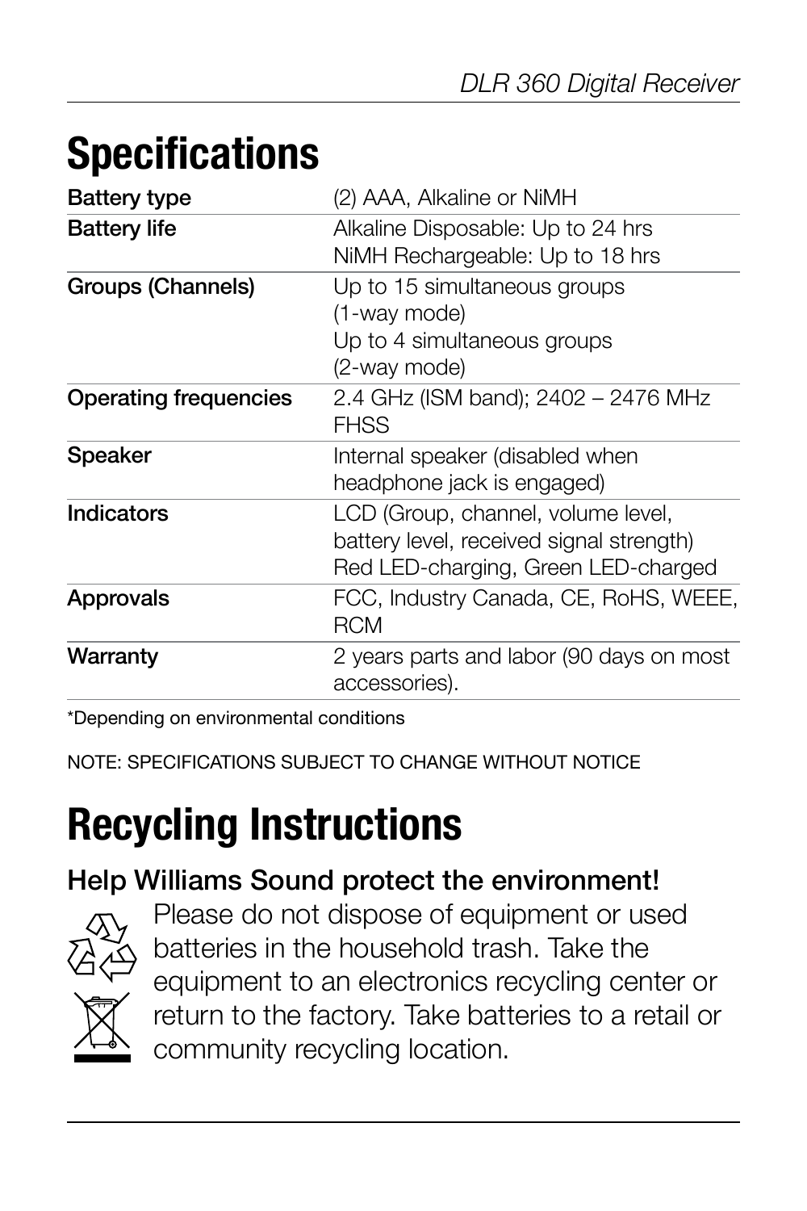# Specifications

| | |
|---|---|
| **Battery type** | (2) AAA, Alkaline or NiMH |
| **Battery life** | Alkaline Disposable: Up to 24 hrs<br>NiMH Rechargeable: Up to 18 hrs |
| **Groups (Channels)** | Up to 15 simultaneous groups (1-way mode)<br>Up to 4 simultaneous groups (2-way mode) |
| **Operating frequencies** | 2.4 GHz (ISM band); 2402 – 2476 MHz FHSS |
| **Speaker** | Internal speaker (disabled when headphone jack is engaged) |
| **Indicators** | LCD (Group, channel, volume level, battery level, received signal strength)<br>Red LED-charging, Green LED-charged |
| **Approvals** | FCC, Industry Canada, CE, RoHS, WEEE, RCM |
| **Warranty** | 2 years parts and labor (90 days on most accessories). |

*Depending on environmental conditions

NOTE: SPECIFICATIONS SUBJECT TO CHANGE WITHOUT NOTICE

# Recycling Instructions

### Help Williams Sound protect the environment!

Please do not dispose of equipment or used batteries in the household trash. Take the equipment to an electronics recycling center or return to the factory. Take batteries to a retail or community recycling location.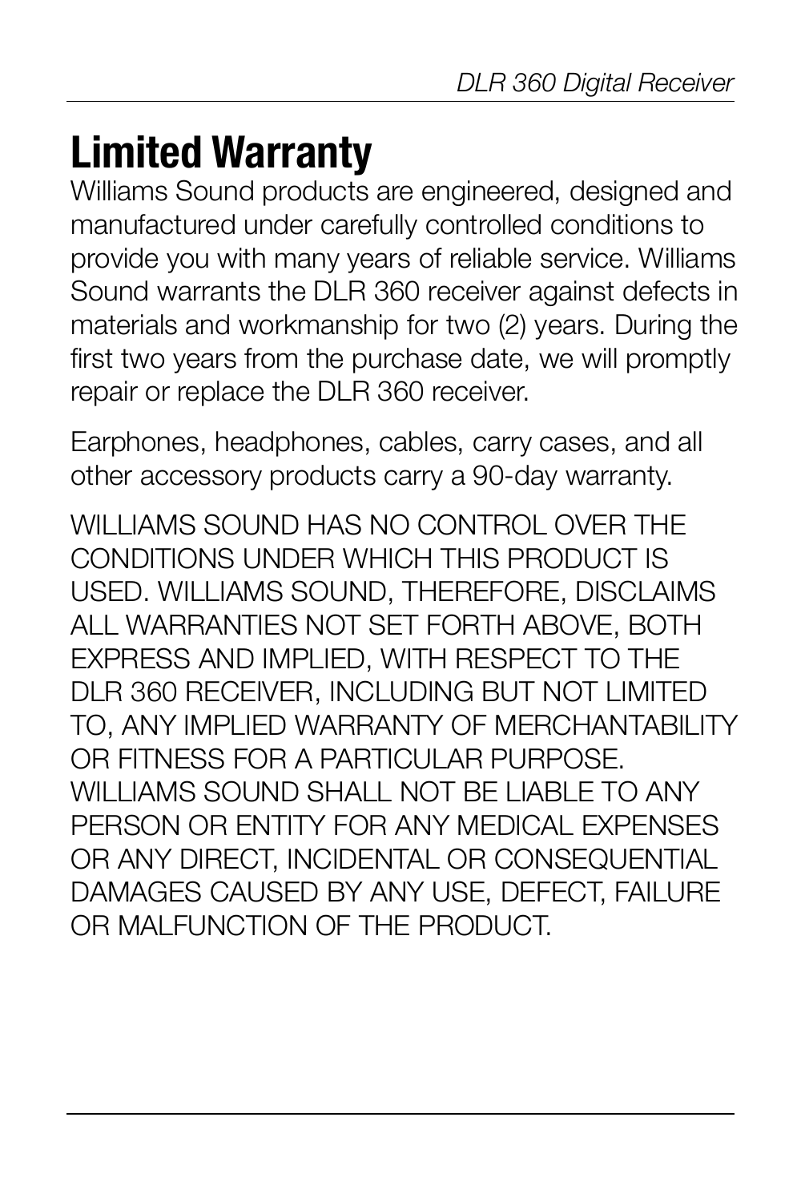# Limited Warranty

Williams Sound products are engineered, designed and manufactured under carefully controlled conditions to provide you with many years of reliable service. Williams Sound warrants the DLR 360 receiver against defects in materials and workmanship for two (2) years. During the first two years from the purchase date, we will promptly repair or replace the DLR 360 receiver.

Earphones, headphones, cables, carry cases, and all other accessory products carry a 90-day warranty.

WILLIAMS SOUND HAS NO CONTROL OVER THE CONDITIONS UNDER WHICH THIS PRODUCT IS USED. WILLIAMS SOUND, THEREFORE, DISCLAIMS ALL WARRANTIES NOT SET FORTH ABOVE, BOTH EXPRESS AND IMPLIED, WITH RESPECT TO THE DLR 360 RECEIVER, INCLUDING BUT NOT LIMITED TO, ANY IMPLIED WARRANTY OF MERCHANTABILITY OR FITNESS FOR A PARTICULAR PURPOSE. WILLIAMS SOUND SHALL NOT BE LIABLE TO ANY PERSON OR ENTITY FOR ANY MEDICAL EXPENSES OR ANY DIRECT, INCIDENTAL OR CONSEQUENTIAL DAMAGES CAUSED BY ANY USE, DEFECT, FAILURE OR MALFUNCTION OF THE PRODUCT.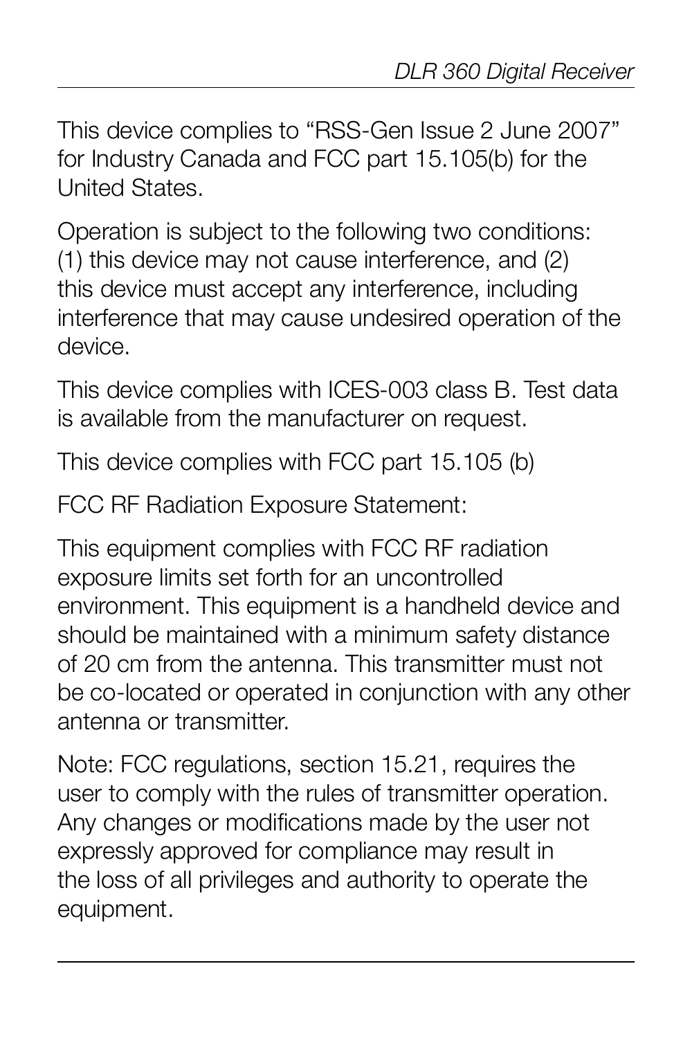This device complies to “RSS-Gen Issue 2 June 2007” for Industry Canada and FCC part 15.105(b) for the United States.

Operation is subject to the following two conditions: (1) this device may not cause interference, and (2) this device must accept any interference, including interference that may cause undesired operation of the device.

This device complies with ICES-003 class B. Test data is available from the manufacturer on request.

This device complies with FCC part 15.105 (b)

FCC RF Radiation Exposure Statement:

This equipment complies with FCC RF radiation exposure limits set forth for an uncontrolled environment. This equipment is a handheld device and should be maintained with a minimum safety distance of 20 cm from the antenna. This transmitter must not be co-located or operated in conjunction with any other antenna or transmitter.

Note: FCC regulations, section 15.21, requires the user to comply with the rules of transmitter operation. Any changes or modifications made by the user not expressly approved for compliance may result in the loss of all privileges and authority to operate the equipment.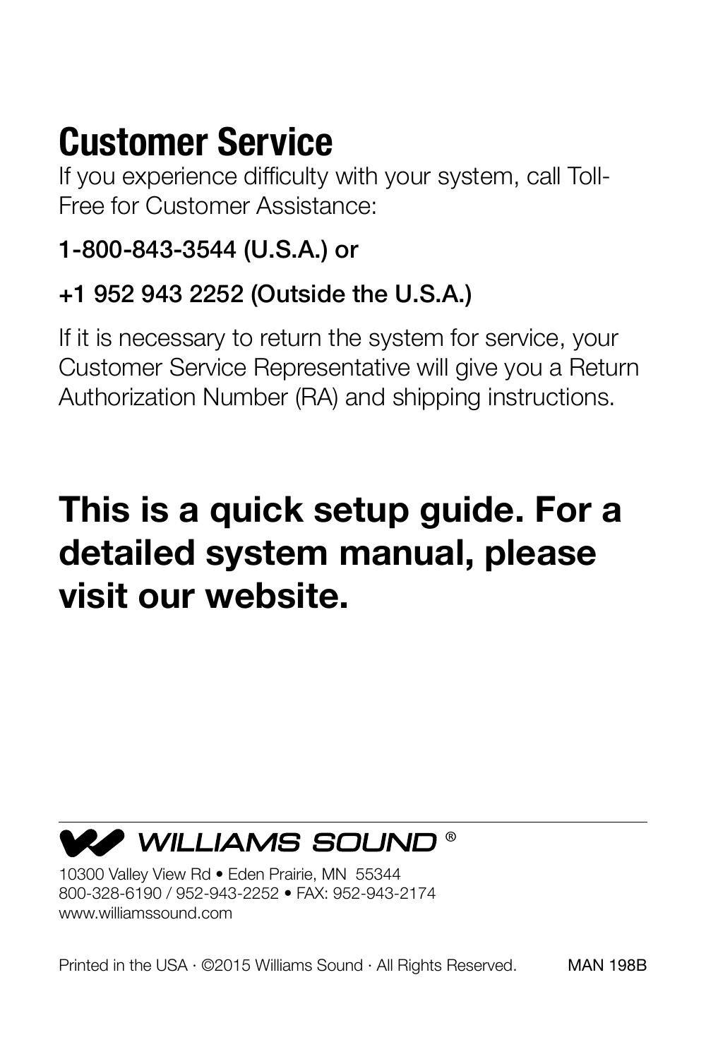# Customer Service

If you experience difficulty with your system, call Toll-Free for Customer Assistance:

**1-800-843-3544 (U.S.A.) or**

**+1 952 943 2252 (Outside the U.S.A.)**

If it is necessary to return the system for service, your Customer Service Representative will give you a Return Authorization Number (RA) and shipping instructions.

## This is a quick setup guide. For a detailed system manual, please visit our website.

WILLIAMS SOUND®

10300 Valley View Rd • Eden Prairie, MN 55344
800-328-6190 / 952-943-2252 • FAX: 952-943-2174
www.williamssound.com

Printed in the USA · ©2015 Williams Sound · All Rights Reserved. MAN 198B